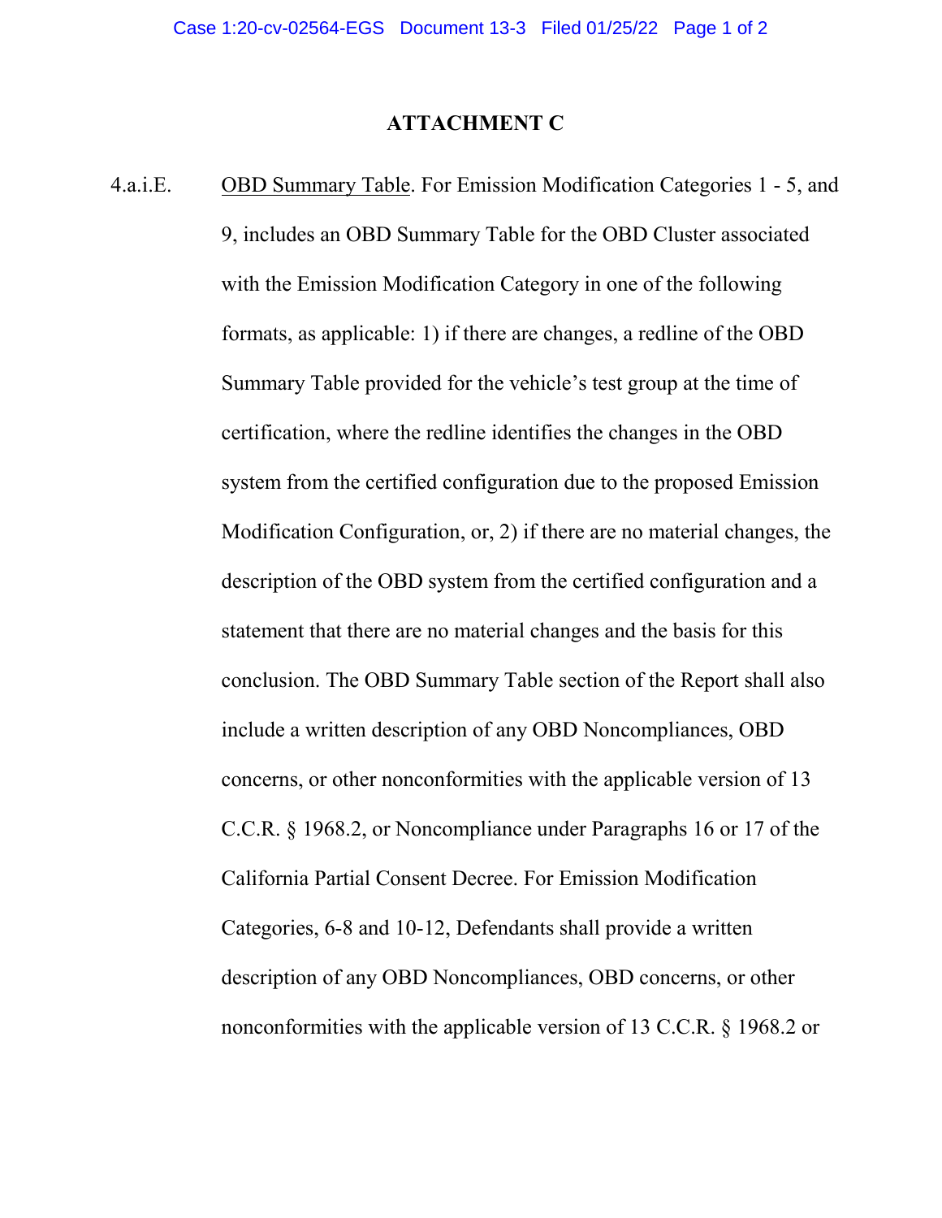## ATTACHMENT C

4.a.i.E. OBD Summary Table. For Emission Modification Categories 1 - 5, and 9, includes an OBD Summary Table for the OBD Cluster associated with the Emission Modification Category in one of the following formats, as applicable: 1) if there are changes, a redline of the OBD Summary Table provided for the vehicle's test group at the time of certification, where the redline identifies the changes in the OBD system from the certified configuration due to the proposed Emission Modification Configuration, or, 2) if there are no material changes, the description of the OBD system from the certified configuration and a statement that there are no material changes and the basis for this conclusion. The OBD Summary Table section of the Report shall also include a written description of any OBD Noncompliances, OBD concerns, or other nonconformities with the applicable version of 13 C.C.R. § 1968.2, or Noncompliance under Paragraphs 16 or 17 of the California Partial Consent Decree. For Emission Modification Categories, 6-8 and 10-12, Defendants shall provide a written description of any OBD Noncompliances, OBD concerns, or other nonconformities with the applicable version of 13 C.C.R. § 1968.2 or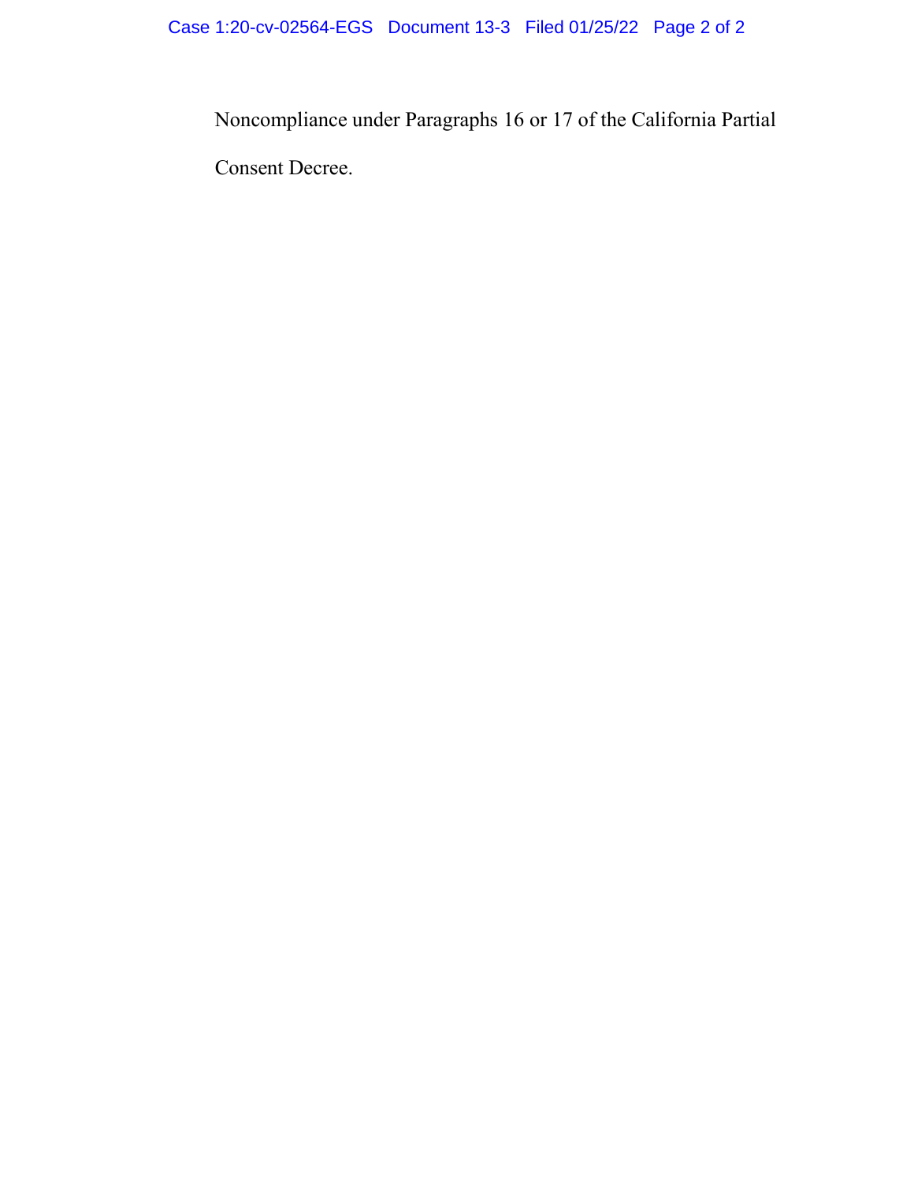Noncompliance under Paragraphs 16 or 17 of the California Partial Consent Decree.